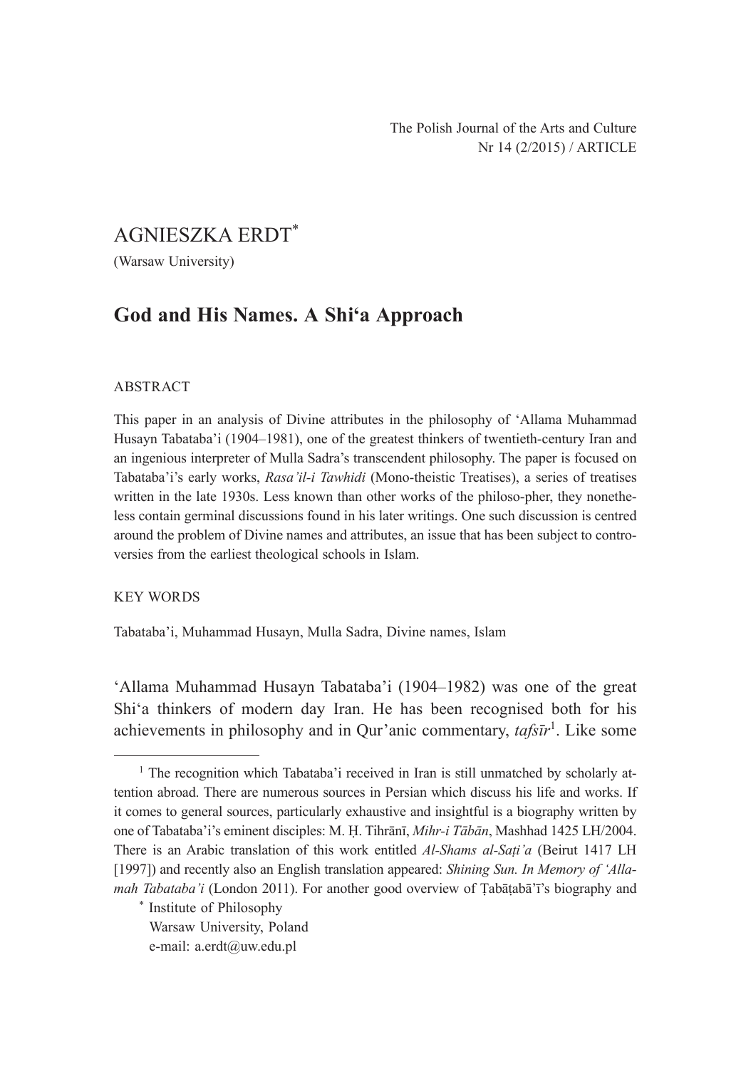The Polish Journal of the Arts and Culture
Nr 14 (2/2015) / ARTICLE

AGNIESZKA ERDT*

(Warsaw University)

# God and His Names. A Shi'a Approach

ABSTRACT

This paper in an analysis of Divine attributes in the philosophy of 'Allama Muhammad Husayn Tabataba'i (1904–1981), one of the greatest thinkers of twentieth-century Iran and an ingenious interpreter of Mulla Sadra's transcendent philosophy. The paper is focused on Tabataba'i's early works, *Rasa'il-i Tawhidi* (Mono-theistic Treatises), a series of treatises written in the late 1930s. Less known than other works of the philoso-pher, they nonetheless contain germinal discussions found in his later writings. One such discussion is centred around the problem of Divine names and attributes, an issue that has been subject to controversies from the earliest theological schools in Islam.

KEY WORDS

Tabataba'i, Muhammad Husayn, Mulla Sadra, Divine names, Islam

'Allama Muhammad Husayn Tabataba'i (1904–1982) was one of the great Shi'a thinkers of modern day Iran. He has been recognised both for his achievements in philosophy and in Qur'anic commentary, *tafsīr*[1]. Like some

---

[1] The recognition which Tabataba'i received in Iran is still unmatched by scholarly attention abroad. There are numerous sources in Persian which discuss his life and works. If it comes to general sources, particularly exhaustive and insightful is a biography written by one of Tabataba'i's eminent disciples: M. Ḥ. Tihrānī, *Mihr-i Tābān*, Mashhad 1425 LH/2004. There is an Arabic translation of this work entitled *Al-Shams al-Saṭi'a* (Beirut 1417 LH [1997]) and recently also an English translation appeared: *Shining Sun. In Memory of 'Allamah Tabataba'i* (London 2011). For another good overview of Ṭabāṭabā'ī's biography and

\* Institute of Philosophy
Warsaw University, Poland
e-mail: a.erdt@uw.edu.pl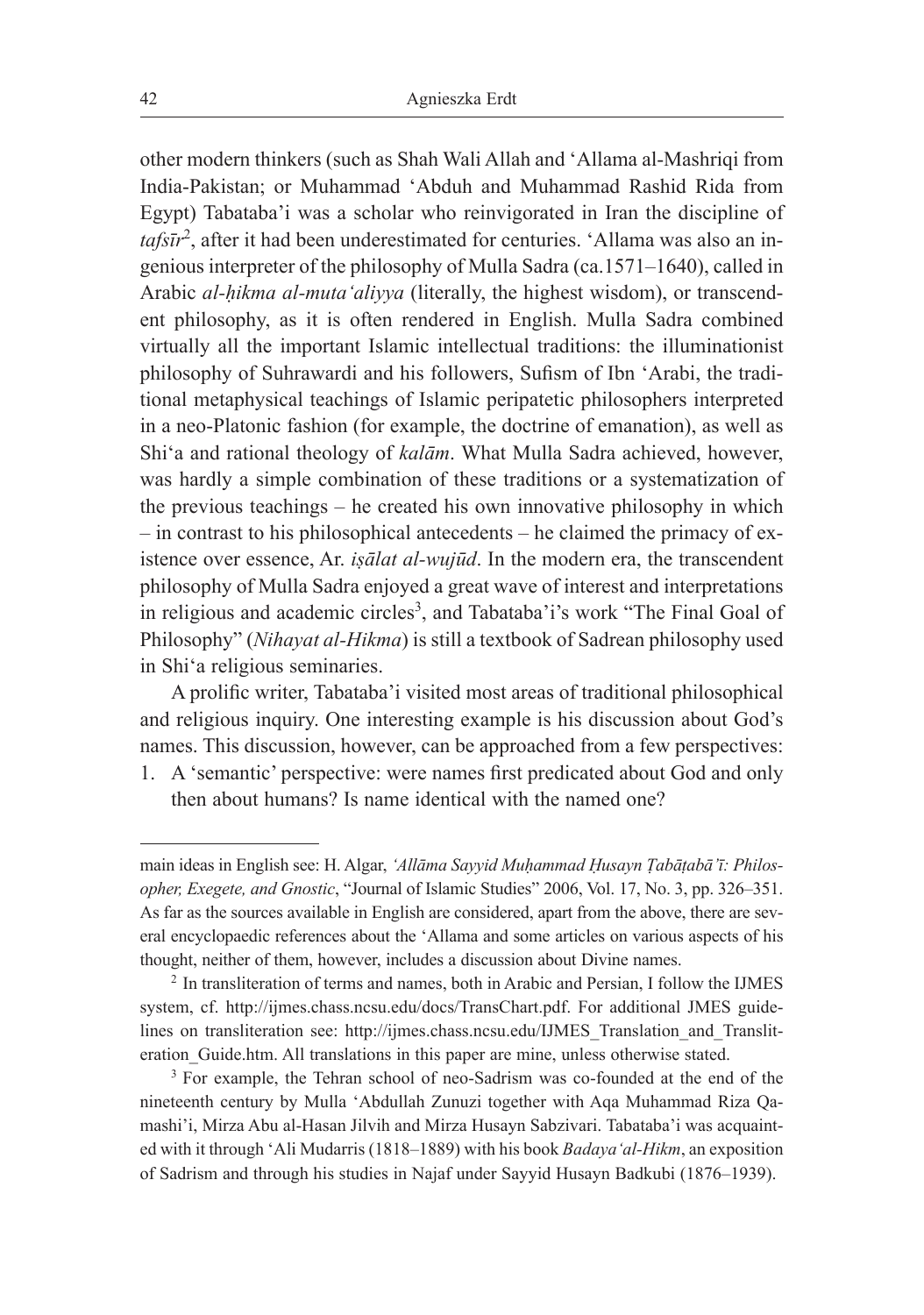other modern thinkers (such as Shah Wali Allah and 'Allama al-Mashriqi from India-Pakistan; or Muhammad 'Abduh and Muhammad Rashid Rida from Egypt) Tabataba'i was a scholar who reinvigorated in Iran the discipline of *tafsīr*[2], after it had been underestimated for centuries. 'Allama was also an ingenious interpreter of the philosophy of Mulla Sadra (ca.1571–1640), called in Arabic *al-ḥikma al-muta'aliyya* (literally, the highest wisdom), or transcendent philosophy, as it is often rendered in English. Mulla Sadra combined virtually all the important Islamic intellectual traditions: the illuminationist philosophy of Suhrawardi and his followers, Sufism of Ibn 'Arabi, the traditional metaphysical teachings of Islamic peripatetic philosophers interpreted in a neo-Platonic fashion (for example, the doctrine of emanation), as well as Shi'a and rational theology of *kalām*. What Mulla Sadra achieved, however, was hardly a simple combination of these traditions or a systematization of the previous teachings – he created his own innovative philosophy in which – in contrast to his philosophical antecedents – he claimed the primacy of existence over essence, Ar. *iṣālat al-wujūd*. In the modern era, the transcendent philosophy of Mulla Sadra enjoyed a great wave of interest and interpretations in religious and academic circles[3], and Tabataba'i's work "The Final Goal of Philosophy" (*Nihayat al-Hikma*) is still a textbook of Sadrean philosophy used in Shi'a religious seminaries.

A prolific writer, Tabataba'i visited most areas of traditional philosophical and religious inquiry. One interesting example is his discussion about God's names. This discussion, however, can be approached from a few perspectives:

1. A 'semantic' perspective: were names first predicated about God and only then about humans? Is name identical with the named one?

---

main ideas in English see: H. Algar, *'Allāma Sayyid Muḥammad Ḥusayn Ṭabāṭabā'ī: Philosopher, Exegete, and Gnostic*, "Journal of Islamic Studies" 2006, Vol. 17, No. 3, pp. 326–351. As far as the sources available in English are considered, apart from the above, there are several encyclopaedic references about the 'Allama and some articles on various aspects of his thought, neither of them, however, includes a discussion about Divine names.

[2] In transliteration of terms and names, both in Arabic and Persian, I follow the IJMES system, cf. http://ijmes.chass.ncsu.edu/docs/TransChart.pdf. For additional JMES guidelines on transliteration see: http://ijmes.chass.ncsu.edu/IJMES_Translation_and_Transliteration_Guide.htm. All translations in this paper are mine, unless otherwise stated.

[3] For example, the Tehran school of neo-Sadrism was co-founded at the end of the nineteenth century by Mulla 'Abdullah Zunuzi together with Aqa Muhammad Riza Qamashi'i, Mirza Abu al-Hasan Jilvih and Mirza Husayn Sabzivari. Tabataba'i was acquainted with it through 'Ali Mudarris (1818–1889) with his book *Badaya'al-Hikm*, an exposition of Sadrism and through his studies in Najaf under Sayyid Husayn Badkubi (1876–1939).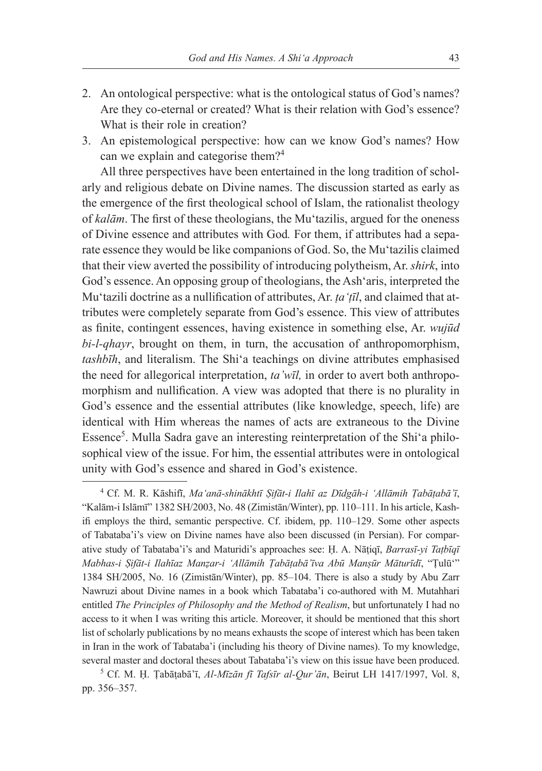2. An ontological perspective: what is the ontological status of God's names? Are they co-eternal or created? What is their relation with God's essence? What is their role in creation?
3. An epistemological perspective: how can we know God's names? How can we explain and categorise them?[4]

All three perspectives have been entertained in the long tradition of scholarly and religious debate on Divine names. The discussion started as early as the emergence of the first theological school of Islam, the rationalist theology of *kalām*. The first of these theologians, the Mu'tazilis, argued for the oneness of Divine essence and attributes with God. For them, if attributes had a separate essence they would be like companions of God. So, the Mu'tazilis claimed that their view averted the possibility of introducing polytheism, Ar. *shirk*, into God's essence. An opposing group of theologians, the Ash'aris, interpreted the Mu'tazili doctrine as a nullification of attributes, Ar. *ta'ṭīl*, and claimed that attributes were completely separate from God's essence. This view of attributes as finite, contingent essences, having existence in something else, Ar. *wujūd bi-l-qhayr*, brought on them, in turn, the accusation of anthropomorphism, *tashbīh*, and literalism. The Shi'a teachings on divine attributes emphasised the need for allegorical interpretation, *ta'wīl,* in order to avert both anthropomorphism and nullification. A view was adopted that there is no plurality in God's essence and the essential attributes (like knowledge, speech, life) are identical with Him whereas the names of acts are extraneous to the Divine Essence[5]. Mulla Sadra gave an interesting reinterpretation of the Shi'a philosophical view of the issue. For him, the essential attributes were in ontological unity with God's essence and shared in God's existence.

---

[4] Cf. M. R. Kāshifī, *Ma'anā-shinākhtī Ṣifāt-i Ilahī az Dīdgāh-i 'Allāmih Ṭabāṭabā'ī*, "Kalām-i Islāmī" 1382 SH/2003, No. 48 (Zimistān/Winter), pp. 110–111. In his article, Kashifi employs the third, semantic perspective. Cf. ibidem, pp. 110–129. Some other aspects of Tabataba'i's view on Divine names have also been discussed (in Persian). For comparative study of Tabataba'i's and Maturidi's approaches see: Ḥ. A. Nāṭiqī, *Barrasī-yi Taṭbīqī Mabhas-i Ṣifāt-i Ilahīaz Manzar-i 'Allāmih Ṭabāṭabā'īva Abū Manṣūr Māturīdī*, "Ṭulū'" 1384 SH/2005, No. 16 (Zimistān/Winter), pp. 85–104. There is also a study by Abu Zarr Nawruzi about Divine names in a book which Tabataba'i co-authored with M. Mutahhari entitled *The Principles of Philosophy and the Method of Realism*, but unfortunately I had no access to it when I was writing this article. Moreover, it should be mentioned that this short list of scholarly publications by no means exhausts the scope of interest which has been taken in Iran in the work of Tabataba'i (including his theory of Divine names). To my knowledge, several master and doctoral theses about Tabataba'i's view on this issue have been produced.

[5] Cf. M. Ḥ. Ṭabāṭabā'ī, *Al-Mīzān fī Tafsīr al-Qur'ān*, Beirut LH 1417/1997, Vol. 8, pp. 356–357.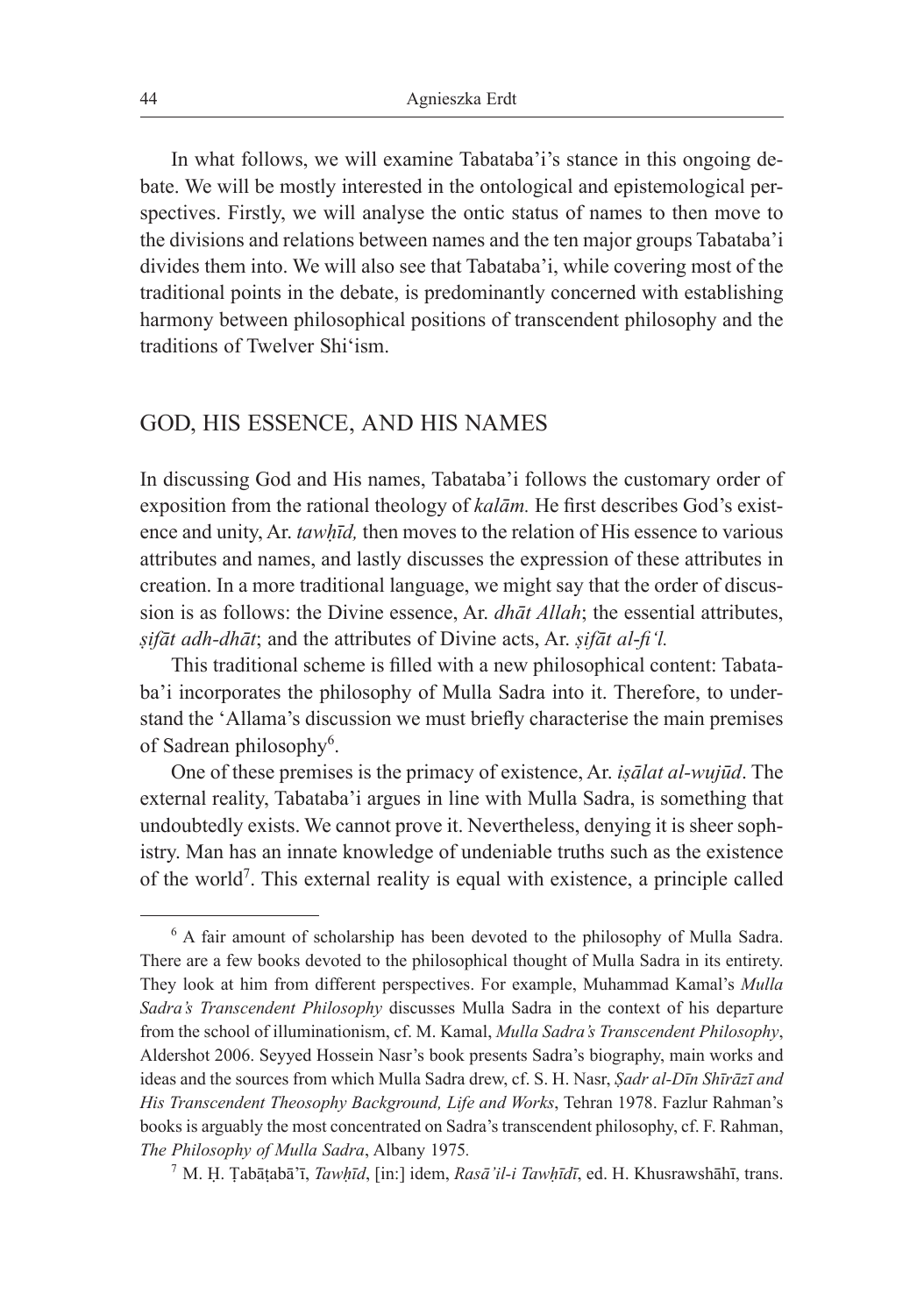In what follows, we will examine Tabataba'i's stance in this ongoing debate. We will be mostly interested in the ontological and epistemological perspectives. Firstly, we will analyse the ontic status of names to then move to the divisions and relations between names and the ten major groups Tabataba'i divides them into. We will also see that Tabataba'i, while covering most of the traditional points in the debate, is predominantly concerned with establishing harmony between philosophical positions of transcendent philosophy and the traditions of Twelver Shi'ism.

## GOD, HIS ESSENCE, AND HIS NAMES

In discussing God and His names, Tabataba'i follows the customary order of exposition from the rational theology of *kalām.* He first describes God's existence and unity, Ar. *tawḥīd,* then moves to the relation of His essence to various attributes and names, and lastly discusses the expression of these attributes in creation. In a more traditional language, we might say that the order of discussion is as follows: the Divine essence, Ar. *dhāt Allah*; the essential attributes, *ṣifāt adh-dhāt*; and the attributes of Divine acts, Ar. *ṣifāt al-fi'l.*

This traditional scheme is filled with a new philosophical content: Tabataba'i incorporates the philosophy of Mulla Sadra into it. Therefore, to understand the 'Allama's discussion we must briefly characterise the main premises of Sadrean philosophy[6].

One of these premises is the primacy of existence, Ar. *iṣālat al-wujūd*. The external reality, Tabataba'i argues in line with Mulla Sadra, is something that undoubtedly exists. We cannot prove it. Nevertheless, denying it is sheer sophistry. Man has an innate knowledge of undeniable truths such as the existence of the world[7]. This external reality is equal with existence, a principle called

---

[6] A fair amount of scholarship has been devoted to the philosophy of Mulla Sadra. There are a few books devoted to the philosophical thought of Mulla Sadra in its entirety. They look at him from different perspectives. For example, Muhammad Kamal's *Mulla Sadra's Transcendent Philosophy* discusses Mulla Sadra in the context of his departure from the school of illuminationism, cf. M. Kamal, *Mulla Sadra's Transcendent Philosophy*, Aldershot 2006. Seyyed Hossein Nasr's book presents Sadra's biography, main works and ideas and the sources from which Mulla Sadra drew, cf. S. H. Nasr, *Ṣadr al-Dīn Shīrāzī and His Transcendent Theosophy Background, Life and Works*, Tehran 1978. Fazlur Rahman's books is arguably the most concentrated on Sadra's transcendent philosophy, cf. F. Rahman, *The Philosophy of Mulla Sadra*, Albany 1975.

[7] M. Ḥ. Ṭabāṭabā'ī, *Tawḥīd*, [in:] idem, *Rasā'il-i Tawḥīdī*, ed. H. Khusrawshāhī, trans.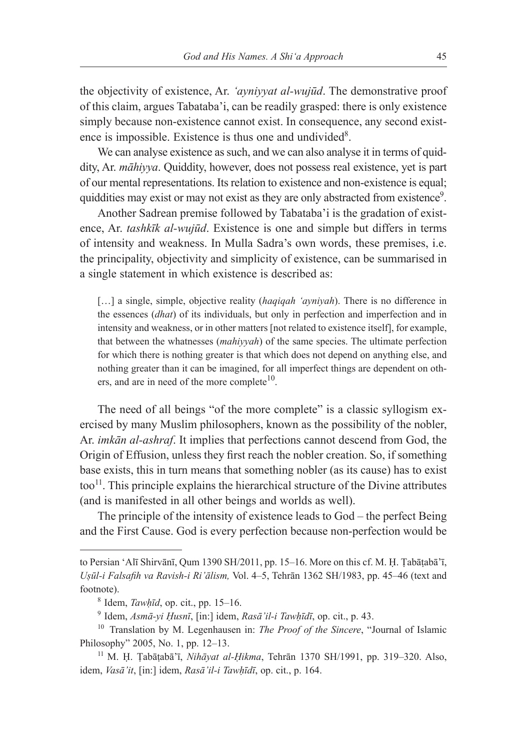the objectivity of existence, Ar. *'ayniyyat al-wujūd*. The demonstrative proof of this claim, argues Tabataba'i, can be readily grasped: there is only existence simply because non-existence cannot exist. In consequence, any second existence is impossible. Existence is thus one and undivided[8].

We can analyse existence as such, and we can also analyse it in terms of quiddity, Ar. *māhiyya*. Quiddity, however, does not possess real existence, yet is part of our mental representations. Its relation to existence and non-existence is equal; quiddities may exist or may not exist as they are only abstracted from existence[9].

Another Sadrean premise followed by Tabataba'i is the gradation of existence, Ar. *tashkīk al-wujūd*. Existence is one and simple but differs in terms of intensity and weakness. In Mulla Sadra's own words, these premises, i.e. the principality, objectivity and simplicity of existence, can be summarised in a single statement in which existence is described as:

> […] a single, simple, objective reality (*haqiqah 'ayniyah*). There is no difference in the essences (*dhat*) of its individuals, but only in perfection and imperfection and in intensity and weakness, or in other matters [not related to existence itself], for example, that between the whatnesses (*mahiyyah*) of the same species. The ultimate perfection for which there is nothing greater is that which does not depend on anything else, and nothing greater than it can be imagined, for all imperfect things are dependent on others, and are in need of the more complete[10].

The need of all beings "of the more complete" is a classic syllogism exercised by many Muslim philosophers, known as the possibility of the nobler, Ar. *imkān al-ashraf*. It implies that perfections cannot descend from God, the Origin of Effusion, unless they first reach the nobler creation. So, if something base exists, this in turn means that something nobler (as its cause) has to exist too[11]. This principle explains the hierarchical structure of the Divine attributes (and is manifested in all other beings and worlds as well).

The principle of the intensity of existence leads to God – the perfect Being and the First Cause. God is every perfection because non-perfection would be

---

to Persian 'Alī Shirvānī, Qum 1390 SH/2011, pp. 15–16. More on this cf. M. Ḥ. Ṭabāṭabā'ī, *Uṣūl-i Falsafih va Ravish-i Ri'ālism,* Vol. 4–5, Tehrān 1362 SH/1983, pp. 45–46 (text and footnote).

[8] Idem, *Tawḥīd*, op. cit., pp. 15–16.

[9] Idem, *Asmā-yi Ḥusnī*, [in:] idem, *Rasā'il-i Tawḥīdī*, op. cit., p. 43.

[10] Translation by M. Legenhausen in: *The Proof of the Sincere*, "Journal of Islamic Philosophy" 2005, No. 1, pp. 12–13.

[11] M. Ḥ. Ṭabāṭabā'ī, *Nihāyat al-Ḥikma*, Tehrān 1370 SH/1991, pp. 319–320. Also, idem, *Vasā'it*, [in:] idem, *Rasā'il-i Tawḥīdī*, op. cit., p. 164.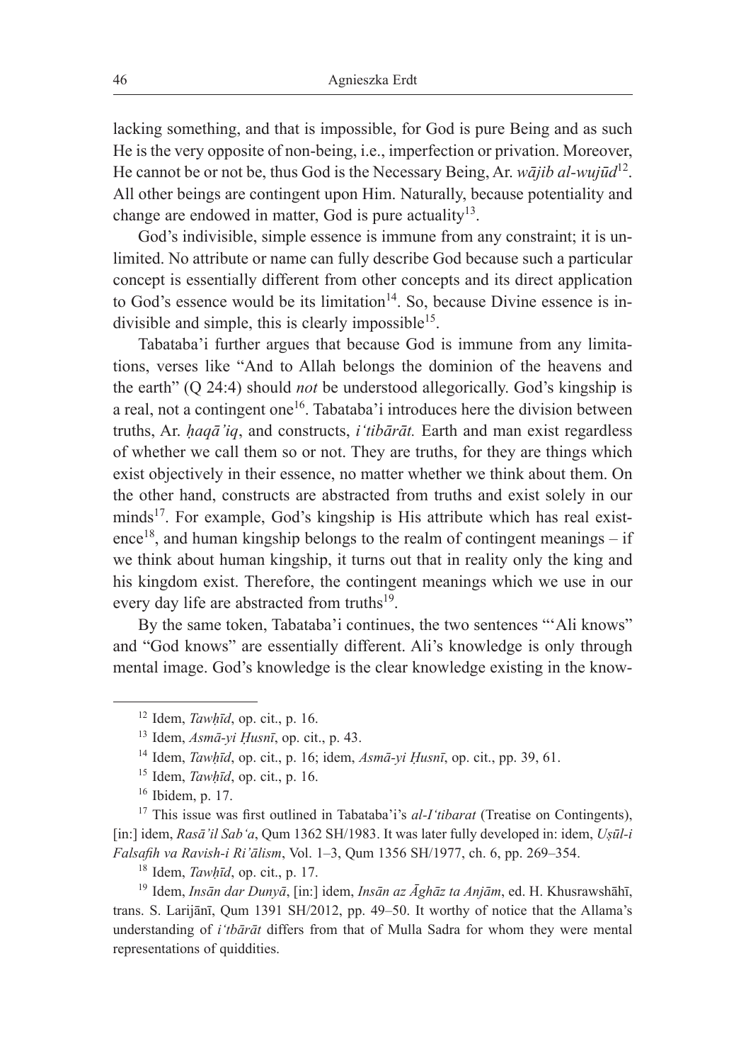lacking something, and that is impossible, for God is pure Being and as such He is the very opposite of non-being, i.e., imperfection or privation. Moreover, He cannot be or not be, thus God is the Necessary Being, Ar. *wājib al-wujūd*[12]. All other beings are contingent upon Him. Naturally, because potentiality and change are endowed in matter, God is pure actuality[13].

God's indivisible, simple essence is immune from any constraint; it is unlimited. No attribute or name can fully describe God because such a particular concept is essentially different from other concepts and its direct application to God's essence would be its limitation[14]. So, because Divine essence is indivisible and simple, this is clearly impossible[15].

Tabataba'i further argues that because God is immune from any limitations, verses like "And to Allah belongs the dominion of the heavens and the earth" (Q 24:4) should *not* be understood allegorically. God's kingship is a real, not a contingent one[16]. Tabataba'i introduces here the division between truths, Ar. *ḥaqā'iq*, and constructs, *i'tibārāt.* Earth and man exist regardless of whether we call them so or not. They are truths, for they are things which exist objectively in their essence, no matter whether we think about them. On the other hand, constructs are abstracted from truths and exist solely in our minds[17]. For example, God's kingship is His attribute which has real existence[18], and human kingship belongs to the realm of contingent meanings – if we think about human kingship, it turns out that in reality only the king and his kingdom exist. Therefore, the contingent meanings which we use in our every day life are abstracted from truths[19].

By the same token, Tabataba'i continues, the two sentences "'Ali knows" and "God knows" are essentially different. Ali's knowledge is only through mental image. God's knowledge is the clear knowledge existing in the know-

---

[12] Idem, *Tawḥīd*, op. cit., p. 16.

[13] Idem, *Asmā-yi Ḥusnī*, op. cit., p. 43.

[14] Idem, *Tawḥīd*, op. cit., p. 16; idem, *Asmā-yi Ḥusnī*, op. cit., pp. 39, 61.

[15] Idem, *Tawḥīd*, op. cit., p. 16.

[16] Ibidem, p. 17.

[17] This issue was first outlined in Tabataba'i's *al-I'tibarat* (Treatise on Contingents), [in:] idem, *Rasā'il Sab'a*, Qum 1362 SH/1983. It was later fully developed in: idem, *Uṣūl-i Falsafih va Ravish-i Ri'ālism*, Vol. 1–3, Qum 1356 SH/1977, ch. 6, pp. 269–354.

[18] Idem, *Tawḥīd*, op. cit., p. 17.

[19] Idem, *Insān dar Dunyā*, [in:] idem, *Insān az Āghāz ta Anjām*, ed. H. Khusrawshāhī, trans. S. Larijānī, Qum 1391 SH/2012, pp. 49–50. It worthy of notice that the Allama's understanding of *i'tbārāt* differs from that of Mulla Sadra for whom they were mental representations of quiddities.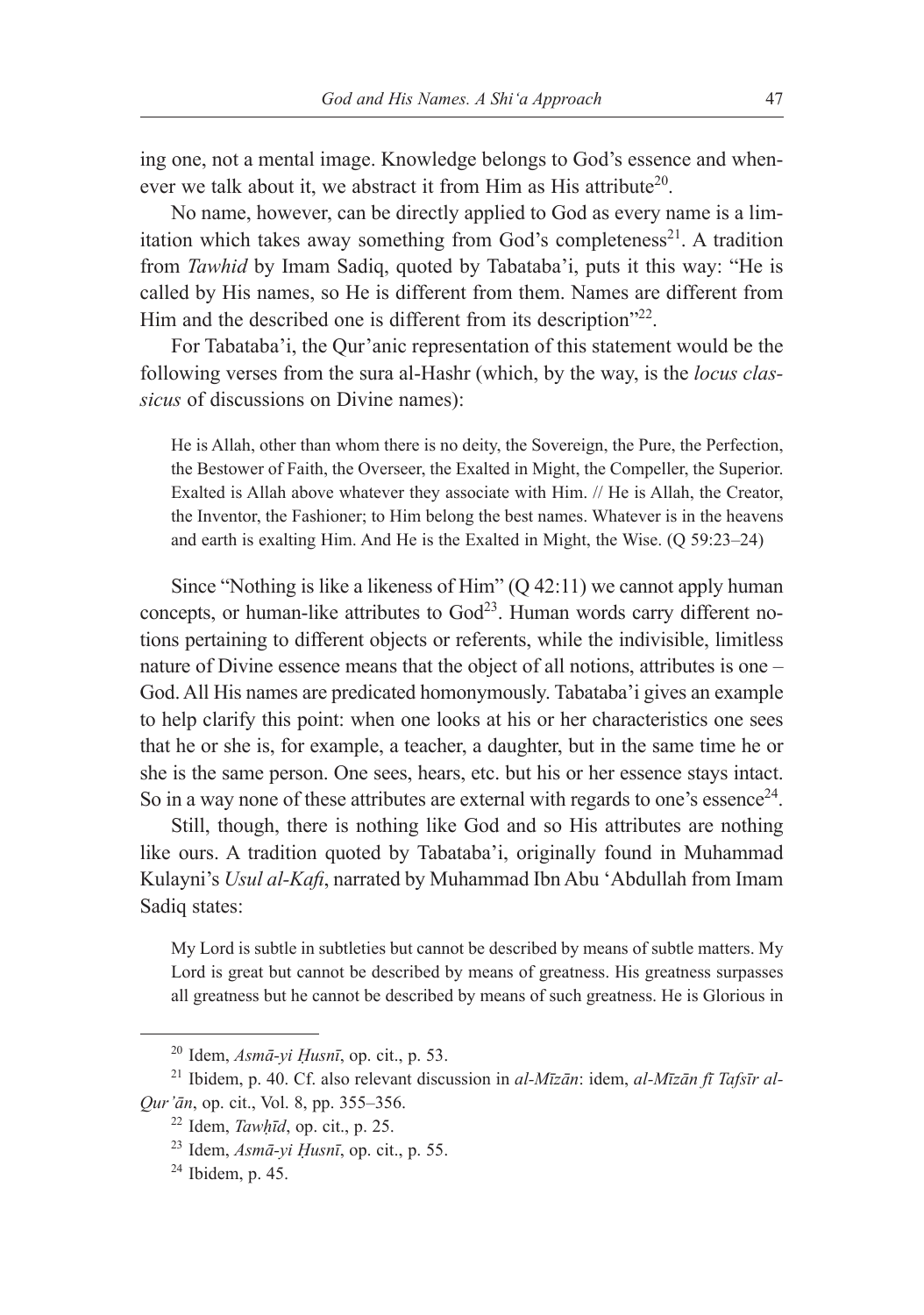ing one, not a mental image. Knowledge belongs to God's essence and whenever we talk about it, we abstract it from Him as His attribute[20].

No name, however, can be directly applied to God as every name is a limitation which takes away something from God's completeness[21]. A tradition from *Tawhid* by Imam Sadiq, quoted by Tabataba'i, puts it this way: "He is called by His names, so He is different from them. Names are different from Him and the described one is different from its description"[22].

For Tabataba'i, the Qur'anic representation of this statement would be the following verses from the sura al-Hashr (which, by the way, is the *locus classicus* of discussions on Divine names):

> He is Allah, other than whom there is no deity, the Sovereign, the Pure, the Perfection, the Bestower of Faith, the Overseer, the Exalted in Might, the Compeller, the Superior. Exalted is Allah above whatever they associate with Him. // He is Allah, the Creator, the Inventor, the Fashioner; to Him belong the best names. Whatever is in the heavens and earth is exalting Him. And He is the Exalted in Might, the Wise. (Q 59:23–24)

Since "Nothing is like a likeness of Him" (Q 42:11) we cannot apply human concepts, or human-like attributes to God[23]. Human words carry different notions pertaining to different objects or referents, while the indivisible, limitless nature of Divine essence means that the object of all notions, attributes is one – God. All His names are predicated homonymously. Tabataba'i gives an example to help clarify this point: when one looks at his or her characteristics one sees that he or she is, for example, a teacher, a daughter, but in the same time he or she is the same person. One sees, hears, etc. but his or her essence stays intact. So in a way none of these attributes are external with regards to one's essence[24].

Still, though, there is nothing like God and so His attributes are nothing like ours. A tradition quoted by Tabataba'i, originally found in Muhammad Kulayni's *Usul al-Kafi*, narrated by Muhammad Ibn Abu 'Abdullah from Imam Sadiq states:

> My Lord is subtle in subtleties but cannot be described by means of subtle matters. My Lord is great but cannot be described by means of greatness. His greatness surpasses all greatness but he cannot be described by means of such greatness. He is Glorious in

---

[20] Idem, *Asmā-yi Ḥusnī*, op. cit., p. 53.

[21] Ibidem, p. 40. Cf. also relevant discussion in *al-Mīzān*: idem, *al-Mīzān fī Tafsīr al-Qur'ān*, op. cit., Vol. 8, pp. 355–356.

[22] Idem, *Tawḥīd*, op. cit., p. 25.

[23] Idem, *Asmā-yi Ḥusnī*, op. cit., p. 55.

[24] Ibidem, p. 45.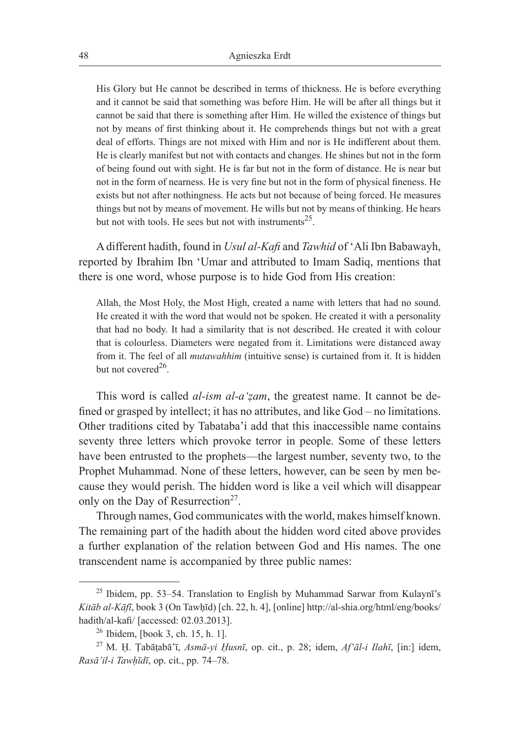> His Glory but He cannot be described in terms of thickness. He is before everything and it cannot be said that something was before Him. He will be after all things but it cannot be said that there is something after Him. He willed the existence of things but not by means of first thinking about it. He comprehends things but not with a great deal of efforts. Things are not mixed with Him and nor is He indifferent about them. He is clearly manifest but not with contacts and changes. He shines but not in the form of being found out with sight. He is far but not in the form of distance. He is near but not in the form of nearness. He is very fine but not in the form of physical fineness. He exists but not after nothingness. He acts but not because of being forced. He measures things but not by means of movement. He wills but not by means of thinking. He hears but not with tools. He sees but not with instruments[25].

A different hadith, found in *Usul al-Kafi* and *Tawhid* of 'Ali Ibn Babawayh, reported by Ibrahim Ibn 'Umar and attributed to Imam Sadiq, mentions that there is one word, whose purpose is to hide God from His creation:

> Allah, the Most Holy, the Most High, created a name with letters that had no sound. He created it with the word that would not be spoken. He created it with a personality that had no body. It had a similarity that is not described. He created it with colour that is colourless. Diameters were negated from it. Limitations were distanced away from it. The feel of all *mutawahhim* (intuitive sense) is curtained from it. It is hidden but not covered[26].

This word is called *al-ism al-a'ẓam*, the greatest name. It cannot be defined or grasped by intellect; it has no attributes, and like God – no limitations. Other traditions cited by Tabataba'i add that this inaccessible name contains seventy three letters which provoke terror in people. Some of these letters have been entrusted to the prophets—the largest number, seventy two, to the Prophet Muhammad. None of these letters, however, can be seen by men because they would perish. The hidden word is like a veil which will disappear only on the Day of Resurrection[27].

Through names, God communicates with the world, makes himself known. The remaining part of the hadith about the hidden word cited above provides a further explanation of the relation between God and His names. The one transcendent name is accompanied by three public names:

---

[25] Ibidem, pp. 53–54. Translation to English by Muhammad Sarwar from Kulaynī's *Kitāb al-Kāfī*, book 3 (On Tawḥīd) [ch. 22, h. 4], [online] http://al-shia.org/html/eng/books/hadith/al-kafi/ [accessed: 02.03.2013].

[26] Ibidem, [book 3, ch. 15, h. 1].

[27] M. Ḥ. Ṭabāṭabā'ī, *Asmā-yi Ḥusnī*, op. cit., p. 28; idem, *Af'āl-i Ilahī*, [in:] idem, *Rasā'il-i Tawḥīdī*, op. cit., pp. 74–78.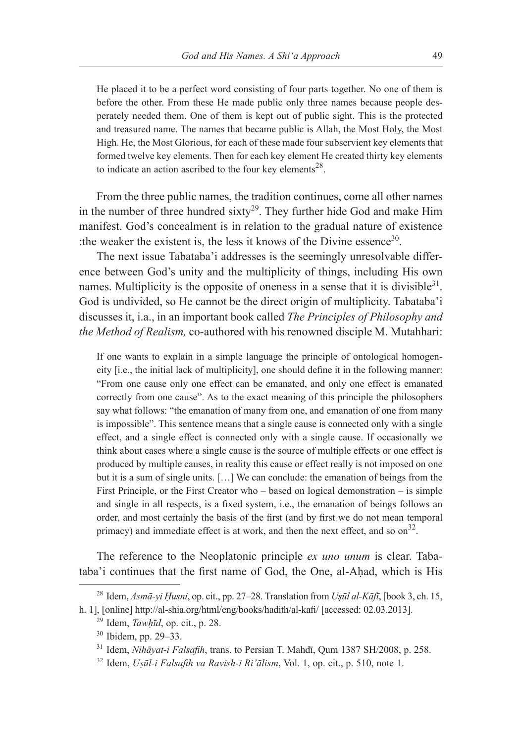> He placed it to be a perfect word consisting of four parts together. No one of them is before the other. From these He made public only three names because people desperately needed them. One of them is kept out of public sight. This is the protected and treasured name. The names that became public is Allah, the Most Holy, the Most High. He, the Most Glorious, for each of these made four subservient key elements that formed twelve key elements. Then for each key element He created thirty key elements to indicate an action ascribed to the four key elements[28].

From the three public names, the tradition continues, come all other names in the number of three hundred sixty[29]. They further hide God and make Him manifest. God's concealment is in relation to the gradual nature of existence :the weaker the existent is, the less it knows of the Divine essence[30].

The next issue Tabataba'i addresses is the seemingly unresolvable difference between God's unity and the multiplicity of things, including His own names. Multiplicity is the opposite of oneness in a sense that it is divisible[31]. God is undivided, so He cannot be the direct origin of multiplicity. Tabataba'i discusses it, i.a., in an important book called *The Principles of Philosophy and the Method of Realism,* co-authored with his renowned disciple M. Mutahhari:

> If one wants to explain in a simple language the principle of ontological homogeneity [i.e., the initial lack of multiplicity], one should define it in the following manner: "From one cause only one effect can be emanated, and only one effect is emanated correctly from one cause". As to the exact meaning of this principle the philosophers say what follows: "the emanation of many from one, and emanation of one from many is impossible". This sentence means that a single cause is connected only with a single effect, and a single effect is connected only with a single cause. If occasionally we think about cases where a single cause is the source of multiple effects or one effect is produced by multiple causes, in reality this cause or effect really is not imposed on one but it is a sum of single units. […] We can conclude: the emanation of beings from the First Principle, or the First Creator who – based on logical demonstration – is simple and single in all respects, is a fixed system, i.e., the emanation of beings follows an order, and most certainly the basis of the first (and by first we do not mean temporal primacy) and immediate effect is at work, and then the next effect, and so on[32].

The reference to the Neoplatonic principle *ex uno unum* is clear. Tabataba'i continues that the first name of God, the One, al-Aḥad, which is His

---

[28] Idem, *Asmā-yi Ḥusni*, op. cit., pp. 27–28. Translation from *Uṣūl al-Kāfī*, [book 3, ch. 15, h. 1], [online] http://al-shia.org/html/eng/books/hadith/al-kafi/ [accessed: 02.03.2013].

[29] Idem, *Tawḥīd*, op. cit., p. 28.

[30] Ibidem, pp. 29–33.

[31] Idem, *Nihāyat-i Falsafih*, trans. to Persian T. Mahdī, Qum 1387 SH/2008, p. 258.

[32] Idem, *Uṣūl-i Falsafih va Ravish-i Ri'ālism*, Vol. 1, op. cit., p. 510, note 1.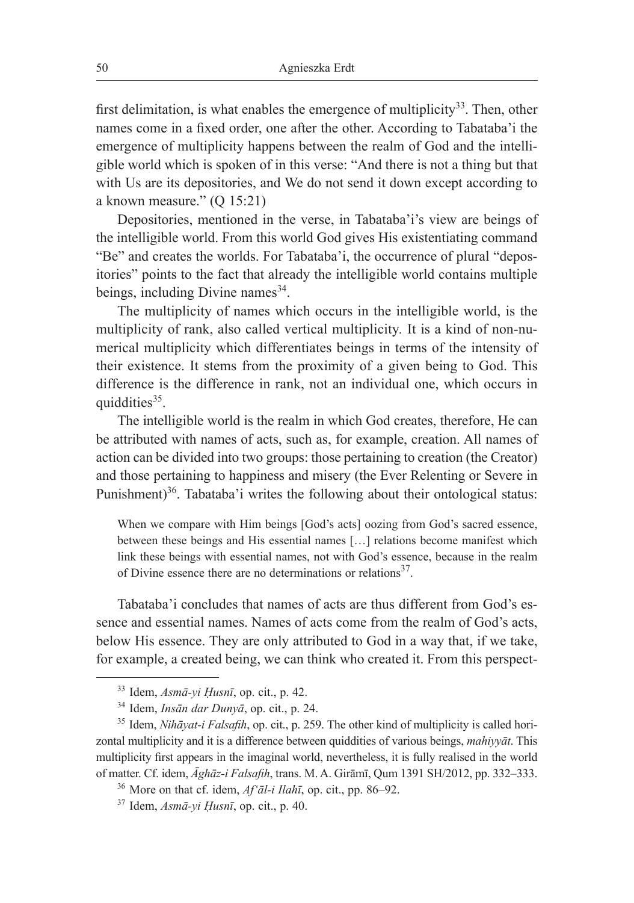first delimitation, is what enables the emergence of multiplicity[33]. Then, other names come in a fixed order, one after the other. According to Tabataba'i the emergence of multiplicity happens between the realm of God and the intelligible world which is spoken of in this verse: "And there is not a thing but that with Us are its depositories, and We do not send it down except according to a known measure." (Q 15:21)

Depositories, mentioned in the verse, in Tabataba'i's view are beings of the intelligible world. From this world God gives His existentiating command "Be" and creates the worlds. For Tabataba'i, the occurrence of plural "depositories" points to the fact that already the intelligible world contains multiple beings, including Divine names[34].

The multiplicity of names which occurs in the intelligible world, is the multiplicity of rank, also called vertical multiplicity. It is a kind of non-numerical multiplicity which differentiates beings in terms of the intensity of their existence. It stems from the proximity of a given being to God. This difference is the difference in rank, not an individual one, which occurs in quiddities[35].

The intelligible world is the realm in which God creates, therefore, He can be attributed with names of acts, such as, for example, creation. All names of action can be divided into two groups: those pertaining to creation (the Creator) and those pertaining to happiness and misery (the Ever Relenting or Severe in Punishment)[36]. Tabataba'i writes the following about their ontological status:

> When we compare with Him beings [God's acts] oozing from God's sacred essence, between these beings and His essential names […] relations become manifest which link these beings with essential names, not with God's essence, because in the realm of Divine essence there are no determinations or relations[37].

Tabataba'i concludes that names of acts are thus different from God's essence and essential names. Names of acts come from the realm of God's acts, below His essence. They are only attributed to God in a way that, if we take, for example, a created being, we can think who created it. From this perspect-

---

[33] Idem, *Asmā-yi Ḥusnī*, op. cit., p. 42.

[34] Idem, *Insān dar Dunyā*, op. cit., p. 24.

[35] Idem, *Nihāyat-i Falsafih*, op. cit., p. 259. The other kind of multiplicity is called horizontal multiplicity and it is a difference between quiddities of various beings, *mahiyyāt*. This multiplicity first appears in the imaginal world, nevertheless, it is fully realised in the world of matter. Cf. idem, *Āghāz-i Falsafih*, trans. M. A. Girāmī, Qum 1391 SH/2012, pp. 332–333.

[36] More on that cf. idem, *Af'āl-i Ilahī*, op. cit., pp. 86–92.

[37] Idem, *Asmā-yi Ḥusnī*, op. cit., p. 40.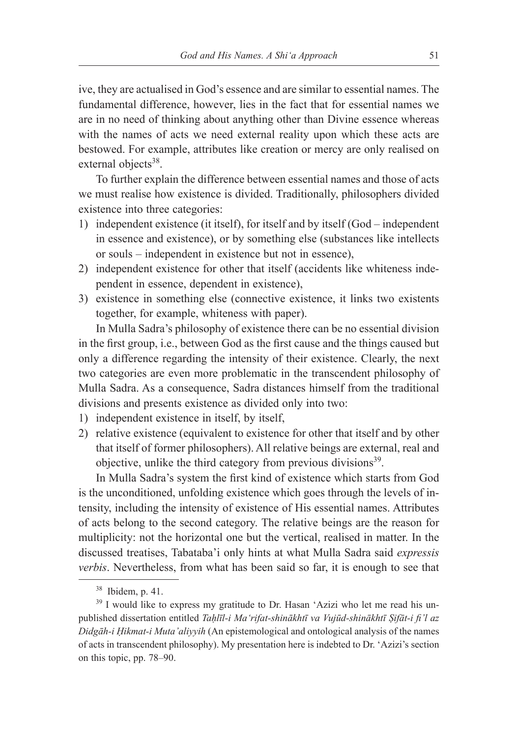ive, they are actualised in God's essence and are similar to essential names. The fundamental difference, however, lies in the fact that for essential names we are in no need of thinking about anything other than Divine essence whereas with the names of acts we need external reality upon which these acts are bestowed. For example, attributes like creation or mercy are only realised on external objects[38].

To further explain the difference between essential names and those of acts we must realise how existence is divided. Traditionally, philosophers divided existence into three categories:

1) independent existence (it itself), for itself and by itself (God – independent in essence and existence), or by something else (substances like intellects or souls – independent in existence but not in essence),
2) independent existence for other that itself (accidents like whiteness independent in essence, dependent in existence),
3) existence in something else (connective existence, it links two existents together, for example, whiteness with paper).

In Mulla Sadra's philosophy of existence there can be no essential division in the first group, i.e., between God as the first cause and the things caused but only a difference regarding the intensity of their existence. Clearly, the next two categories are even more problematic in the transcendent philosophy of Mulla Sadra. As a consequence, Sadra distances himself from the traditional divisions and presents existence as divided only into two:

1) independent existence in itself, by itself,
2) relative existence (equivalent to existence for other that itself and by other that itself of former philosophers). All relative beings are external, real and objective, unlike the third category from previous divisions[39].

In Mulla Sadra's system the first kind of existence which starts from God is the unconditioned, unfolding existence which goes through the levels of intensity, including the intensity of existence of His essential names. Attributes of acts belong to the second category. The relative beings are the reason for multiplicity: not the horizontal one but the vertical, realised in matter. In the discussed treatises, Tabataba'i only hints at what Mulla Sadra said *expressis verbis*. Nevertheless, from what has been said so far, it is enough to see that

---

[38] Ibidem, p. 41.

[39] I would like to express my gratitude to Dr. Hasan 'Azizi who let me read his unpublished dissertation entitled *Taḥlīl-i Ma'rifat-shinākhtī va Vujūd-shinākhtī Ṣifāt-i fi'l az Didgāh-i Ḥikmat-i Muta'aliyyih* (An epistemological and ontological analysis of the names of acts in transcendent philosophy). My presentation here is indebted to Dr. 'Azizi's section on this topic, pp. 78–90.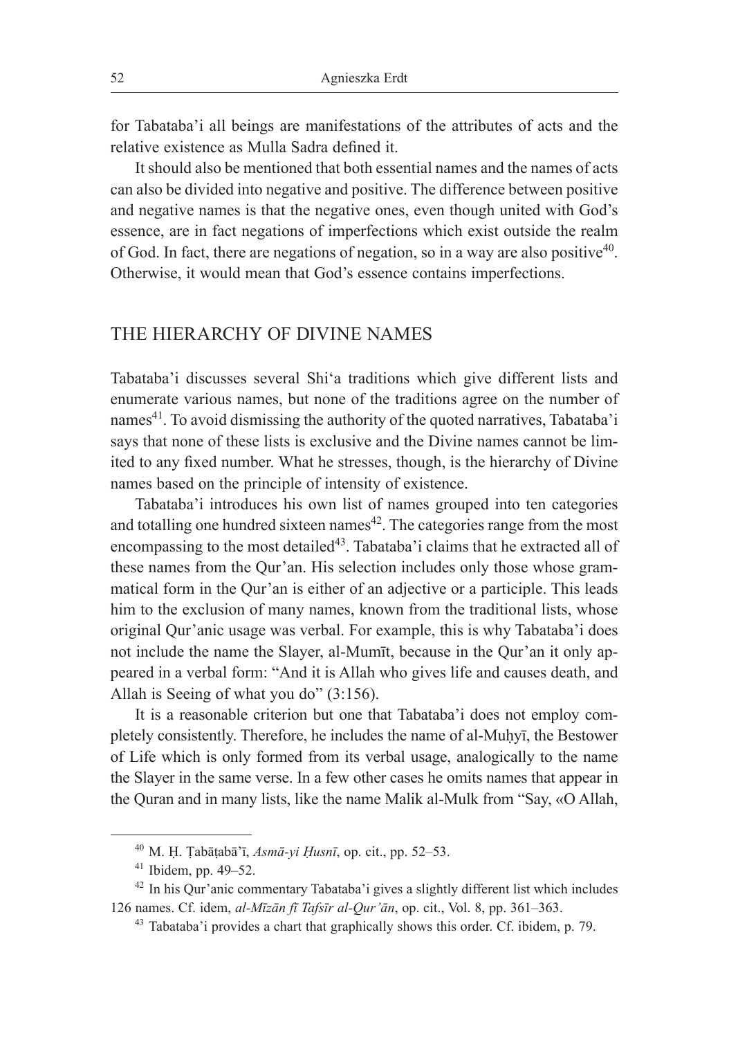for Tabataba'i all beings are manifestations of the attributes of acts and the relative existence as Mulla Sadra defined it.

It should also be mentioned that both essential names and the names of acts can also be divided into negative and positive. The difference between positive and negative names is that the negative ones, even though united with God's essence, are in fact negations of imperfections which exist outside the realm of God. In fact, there are negations of negation, so in a way are also positive[40]. Otherwise, it would mean that God's essence contains imperfections.

## THE HIERARCHY OF DIVINE NAMES

Tabataba'i discusses several Shi'a traditions which give different lists and enumerate various names, but none of the traditions agree on the number of names[41]. To avoid dismissing the authority of the quoted narratives, Tabataba'i says that none of these lists is exclusive and the Divine names cannot be limited to any fixed number. What he stresses, though, is the hierarchy of Divine names based on the principle of intensity of existence.

Tabataba'i introduces his own list of names grouped into ten categories and totalling one hundred sixteen names[42]. The categories range from the most encompassing to the most detailed[43]. Tabataba'i claims that extracted all of these names from the Qur'an. His selection includes only those whose grammatical form in the Qur'an is either of an adjective or a participle. This leads him to the exclusion of many names, known from the traditional lists, whose original Qur'anic usage was verbal. For example, this is why Tabataba'i does not include the name the Slayer, al-Mumīt, because in the Qur'an it only appeared in a verbal form: "And it is Allah who gives life and causes death, and Allah is Seeing of what you do" (3:156).

It is a reasonable criterion but one that Tabataba'i does not employ completely consistently. Therefore, he includes the name of al-Muḥyī, the Bestower of Life which is only formed from its verbal usage, analogically to the name the Slayer in the same verse. In a few other cases he omits names that appear in the Quran and in many lists, like the name Malik al-Mulk from "Say, «O Allah,

---

[40] M. Ḥ. Ṭabāṭabā'ī, *Asmā-yi Ḥusnī*, op. cit., pp. 52–53.

[41] Ibidem, pp. 49–52.

[42] In his Qur'anic commentary Tabataba'i gives a slightly different list which includes 126 names. Cf. idem, *al-Mīzān fī Tafsīr al-Qur'ān*, op. cit., Vol. 8, pp. 361–363.

[43] Tabataba'i provides a chart that graphically shows this order. Cf. ibidem, p. 79.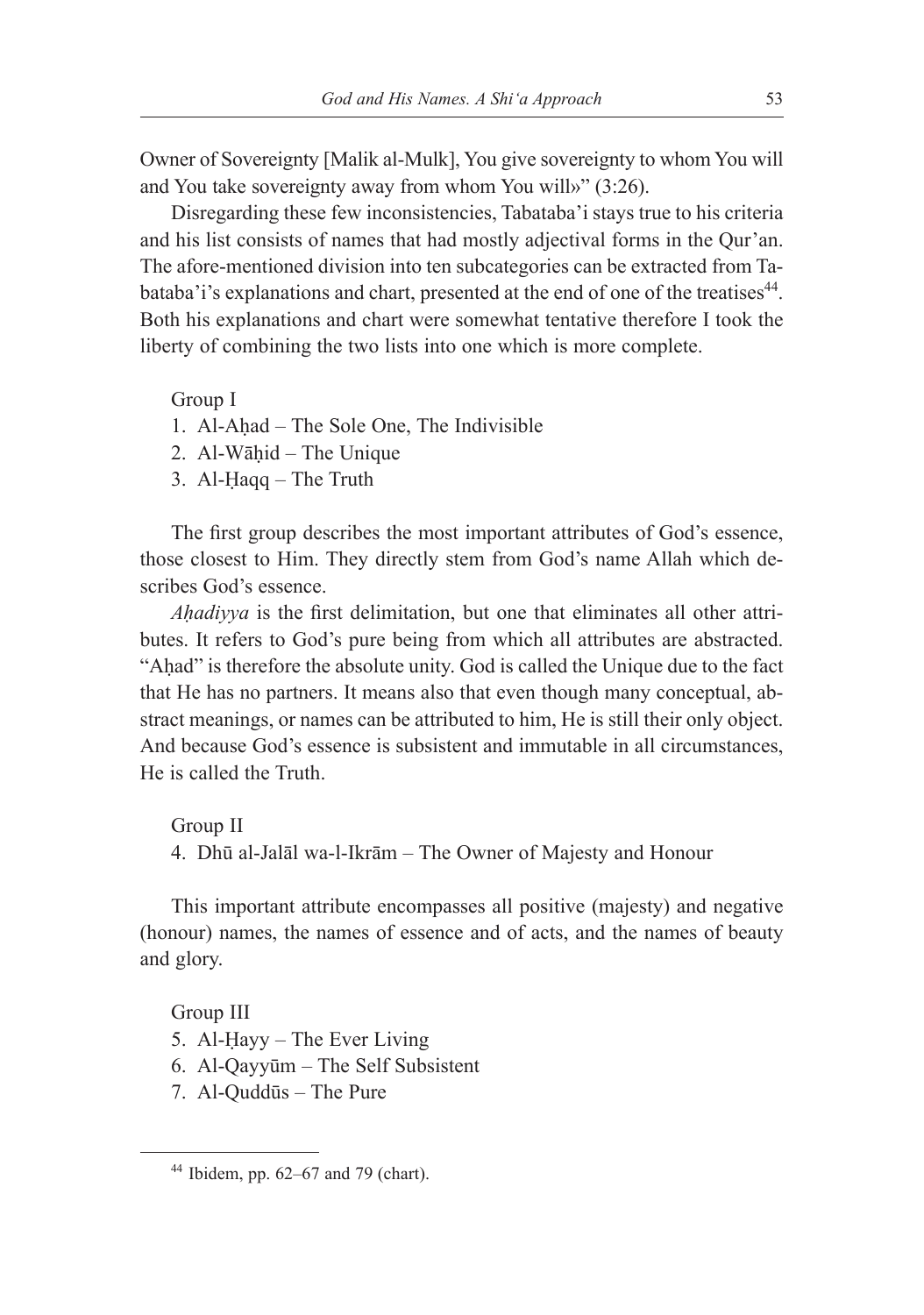Owner of Sovereignty [Malik al-Mulk], You give sovereignty to whom You will and You take sovereignty away from whom You will»" (3:26).

Disregarding these few inconsistencies, Tabataba'i stays true to his criteria and his list consists of names that had mostly adjectival forms in the Qur'an. The afore-mentioned division into ten subcategories can be extracted from Tabataba'i's explanations and chart, presented at the end of one of the treatises[44]. Both his explanations and chart were somewhat tentative therefore I took the liberty of combining the two lists into one which is more complete.

Group I

1. Al-Aḥad – The Sole One, The Indivisible
2. Al-Wāḥid – The Unique
3. Al-Ḥaqq – The Truth

The first group describes the most important attributes of God's essence, those closest to Him. They directly stem from God's name Allah which describes God's essence.

*Aḥadiyya* is the first delimitation, but one that eliminates all other attributes. It refers to God's pure being from which all attributes are abstracted. "Aḥad" is therefore the absolute unity. God is called the Unique due to the fact that He has no partners. It means also that even though many conceptual, abstract meanings, or names can be attributed to him, He is still their only object. And because God's essence is subsistent and immutable in all circumstances, He is called the Truth.

Group II

4. Dhū al-Jalāl wa-l-Ikrām – The Owner of Majesty and Honour

This important attribute encompasses all positive (majesty) and negative (honour) names, the names of essence and of acts, and the names of beauty and glory.

Group III

5. Al-Ḥayy – The Ever Living
6. Al-Qayyūm – The Self Subsistent
7. Al-Quddūs – The Pure

[44] Ibidem, pp. 62–67 and 79 (chart).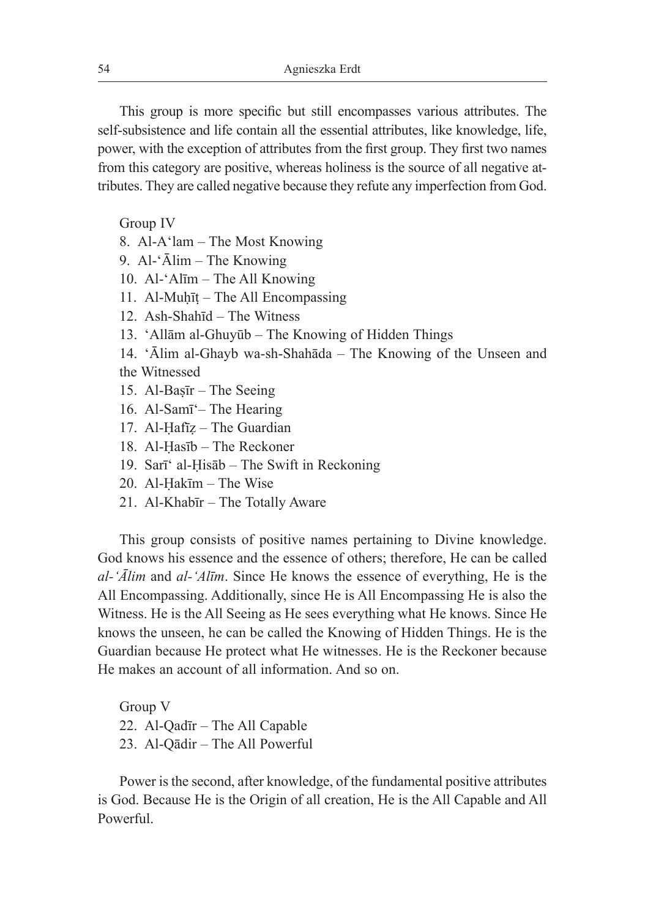This group is more specific but still encompasses various attributes. The self-subsistence and life contain all the essential attributes, like knowledge, life, power, with the exception of attributes from the first group. They first two names from this category are positive, whereas holiness is the source of all negative attributes. They are called negative because they refute any imperfection from God.

Group IV

8. Al-A'lam – The Most Knowing
9. Al-'Ālim – The Knowing
10. Al-'Alīm – The All Knowing
11. Al-Muḥīṭ – The All Encompassing
12. Ash-Shahīd – The Witness
13. 'Allām al-Ghuyūb – The Knowing of Hidden Things
14. 'Ālim al-Ghayb wa-sh-Shahāda – The Knowing of the Unseen and the Witnessed
15. Al-Baṣīr – The Seeing
16. Al-Samī'– The Hearing
17. Al-Ḥafīẓ – The Guardian
18. Al-Ḥasīb – The Reckoner
19. Sarī' al-Ḥisāb – The Swift in Reckoning
20. Al-Ḥakīm – The Wise
21. Al-Khabīr – The Totally Aware

This group consists of positive names pertaining to Divine knowledge. God knows his essence and the essence of others; therefore, He can be called *al-'Ālim* and *al-'Alīm*. Since He knows the essence of everything, He is the All Encompassing. Additionally, since He is All Encompassing He is also the Witness. He is the All Seeing as He sees everything what He knows. Since He knows the unseen, he can be called the Knowing of Hidden Things. He is the Guardian because He protect what He witnesses. He is the Reckoner because He makes an account of all information. And so on.

Group V

22. Al-Qadīr – The All Capable
23. Al-Qādir – The All Powerful

Power is the second, after knowledge, of the fundamental positive attributes is God. Because He is the Origin of all creation, He is the All Capable and All Powerful.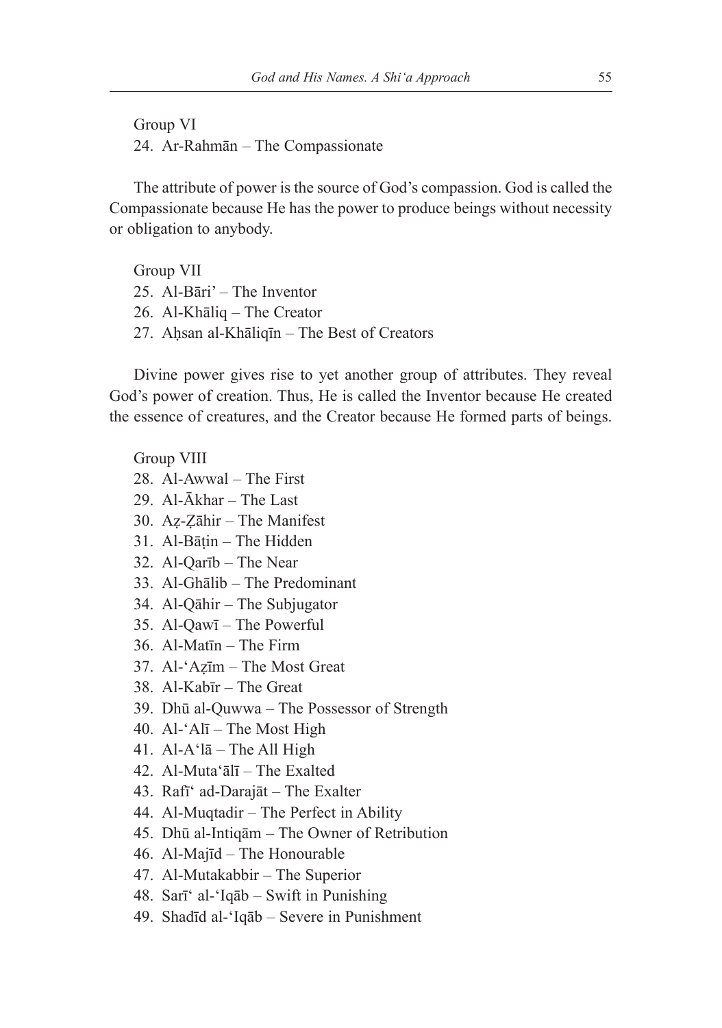Group VI

24. Ar-Rahmān – The Compassionate

The attribute of power is the source of God's compassion. God is called the Compassionate because He has the power to produce beings without necessity or obligation to anybody.

Group VII

25. Al-Bāri' – The Inventor
26. Al-Khāliq – The Creator
27. Aḥsan al-Khāliqīn – The Best of Creators

Divine power gives rise to yet another group of attributes. They reveal God's power of creation. Thus, He is called the Inventor because He created the essence of creatures, and the Creator because He formed parts of beings.

Group VIII

28. Al-Awwal – The First
29. Al-Ākhar – The Last
30. Aẓ-Ẓāhir – The Manifest
31. Al-Bāṭin – The Hidden
32. Al-Qarīb – The Near
33. Al-Ghālib – The Predominant
34. Al-Qāhir – The Subjugator
35. Al-Qawī – The Powerful
36. Al-Matīn – The Firm
37. Al-'Aẓīm – The Most Great
38. Al-Kabīr – The Great
39. Dhū al-Quwwa – The Possessor of Strength
40. Al-'Alī – The Most High
41. Al-A'lā – The All High
42. Al-Muta'ālī – The Exalted
43. Rafī' ad-Darajāt – The Exalter
44. Al-Muqtadir – The Perfect in Ability
45. Dhū al-Intiqām – The Owner of Retribution
46. Al-Majīd – The Honourable
47. Al-Mutakabbir – The Superior
48. Sarī' al-'Iqāb – Swift in Punishing
49. Shadīd al-'Iqāb – Severe in Punishment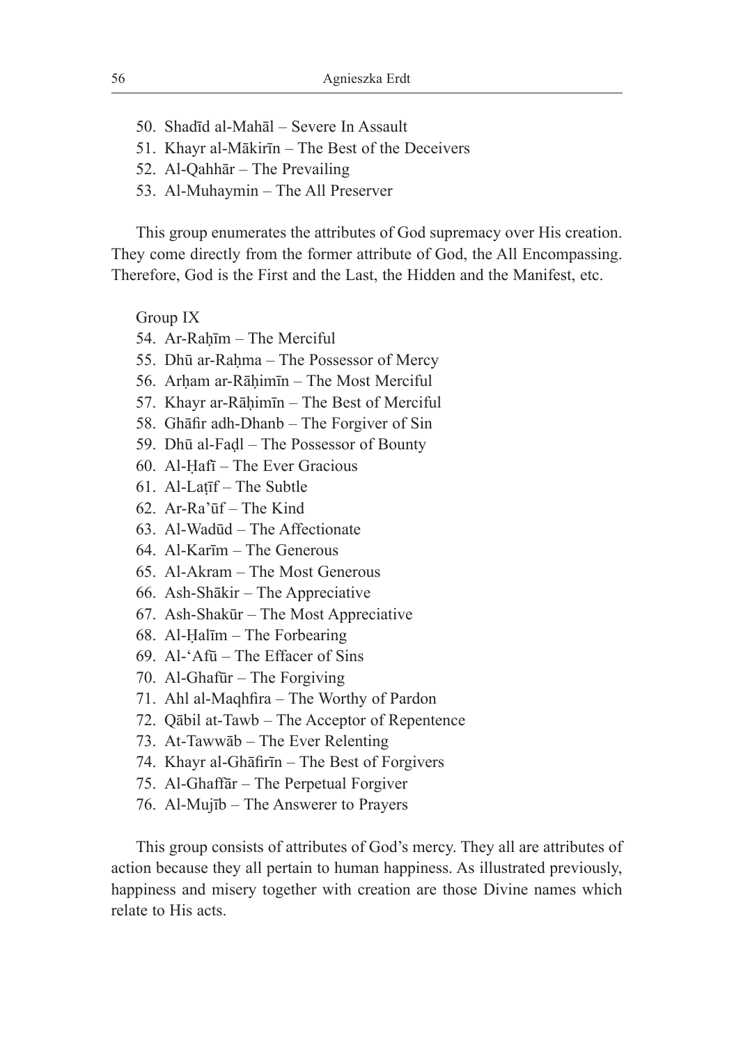50. Shadīd al-Mahāl – Severe In Assault
51. Khayr al-Mākirīn – The Best of the Deceivers
52. Al-Qahhār – The Prevailing
53. Al-Muhaymin – The All Preserver

This group enumerates the attributes of God supremacy over His creation. They come directly from the former attribute of God, the All Encompassing. Therefore, God is the First and the Last, the Hidden and the Manifest, etc.

Group IX

54. Ar-Raḥīm – The Merciful
55. Dhū ar-Raḥma – The Possessor of Mercy
56. Arḥam ar-Rāḥimīn – The Most Merciful
57. Khayr ar-Rāḥimīn – The Best of Merciful
58. Ghāfir adh-Dhanb – The Forgiver of Sin
59. Dhū al-Faḍl – The Possessor of Bounty
60. Al-Ḥafī – The Ever Gracious
61. Al-Laṭīf – The Subtle
62. Ar-Ra'ūf – The Kind
63. Al-Wadūd – The Affectionate
64. Al-Karīm – The Generous
65. Al-Akram – The Most Generous
66. Ash-Shākir – The Appreciative
67. Ash-Shakūr – The Most Appreciative
68. Al-Ḥalīm – The Forbearing
69. Al-'Afū – The Effacer of Sins
70. Al-Ghafūr – The Forgiving
71. Ahl al-Maqhfira – The Worthy of Pardon
72. Qābil at-Tawb – The Acceptor of Repentence
73. At-Tawwāb – The Ever Relenting
74. Khayr al-Ghāfirīn – The Best of Forgivers
75. Al-Ghaffār – The Perpetual Forgiver
76. Al-Mujīb – The Answerer to Prayers

This group consists of attributes of God's mercy. They all are attributes of action because they all pertain to human happiness. As illustrated previously, happiness and misery together with creation are those Divine names which relate to His acts.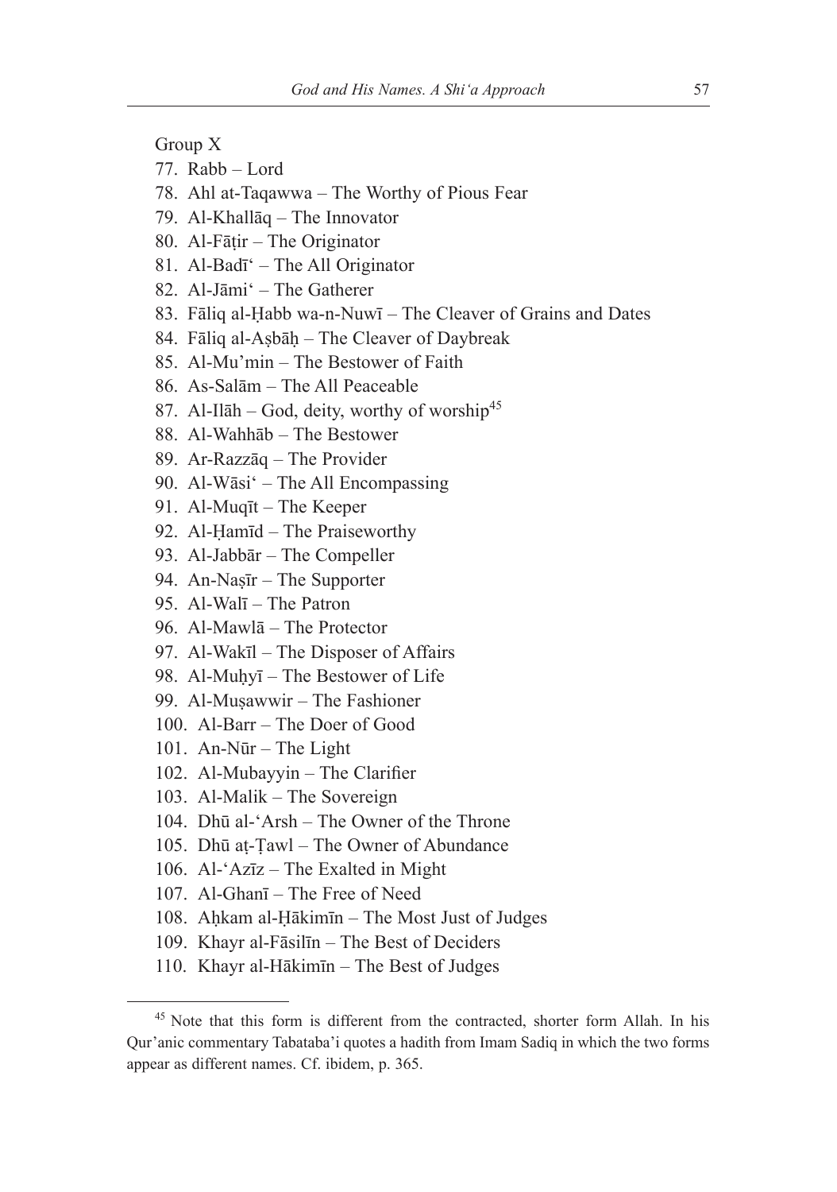Group X

77. Rabb – Lord
78. Ahl at-Taqawwa – The Worthy of Pious Fear
79. Al-Khallāq – The Innovator
80. Al-Fāṭir – The Originator
81. Al-Badī' – The All Originator
82. Al-Jāmi' – The Gatherer
83. Fāliq al-Ḥabb wa-n-Nuwī – The Cleaver of Grains and Dates
84. Fāliq al-Aṣbāḥ – The Cleaver of Daybreak
85. Al-Mu'min – The Bestower of Faith
86. As-Salām – The All Peaceable
87. Al-Ilāh – God, deity, worthy of worship[45]
88. Al-Wahhāb – The Bestower
89. Ar-Razzāq – The Provider
90. Al-Wāsi' – The All Encompassing
91. Al-Muqīt – The Keeper
92. Al-Ḥamīd – The Praiseworthy
93. Al-Jabbār – The Compeller
94. An-Naṣīr – The Supporter
95. Al-Walī – The Patron
96. Al-Mawlā – The Protector
97. Al-Wakīl – The Disposer of Affairs
98. Al-Muḥyī – The Bestower of Life
99. Al-Muṣawwir – The Fashioner
100. Al-Barr – The Doer of Good
101. An-Nūr – The Light
102. Al-Mubayyin – The Clarifier
103. Al-Malik – The Sovereign
104. Dhū al-'Arsh – The Owner of the Throne
105. Dhū aṭ-Ṭawl – The Owner of Abundance
106. Al-'Azīz – The Exalted in Might
107. Al-Ghanī – The Free of Need
108. Aḥkam al-Ḥākimīn – The Most Just of Judges
109. Khayr al-Fāsilīn – The Best of Deciders
110. Khayr al-Hākimīn – The Best of Judges

---

[45] Note that this form is different from the contracted, shorter form Allah. In his Qur'anic commentary Tabataba'i quotes a hadith from Imam Sadiq in which the two forms appear as different names. Cf. ibidem, p. 365.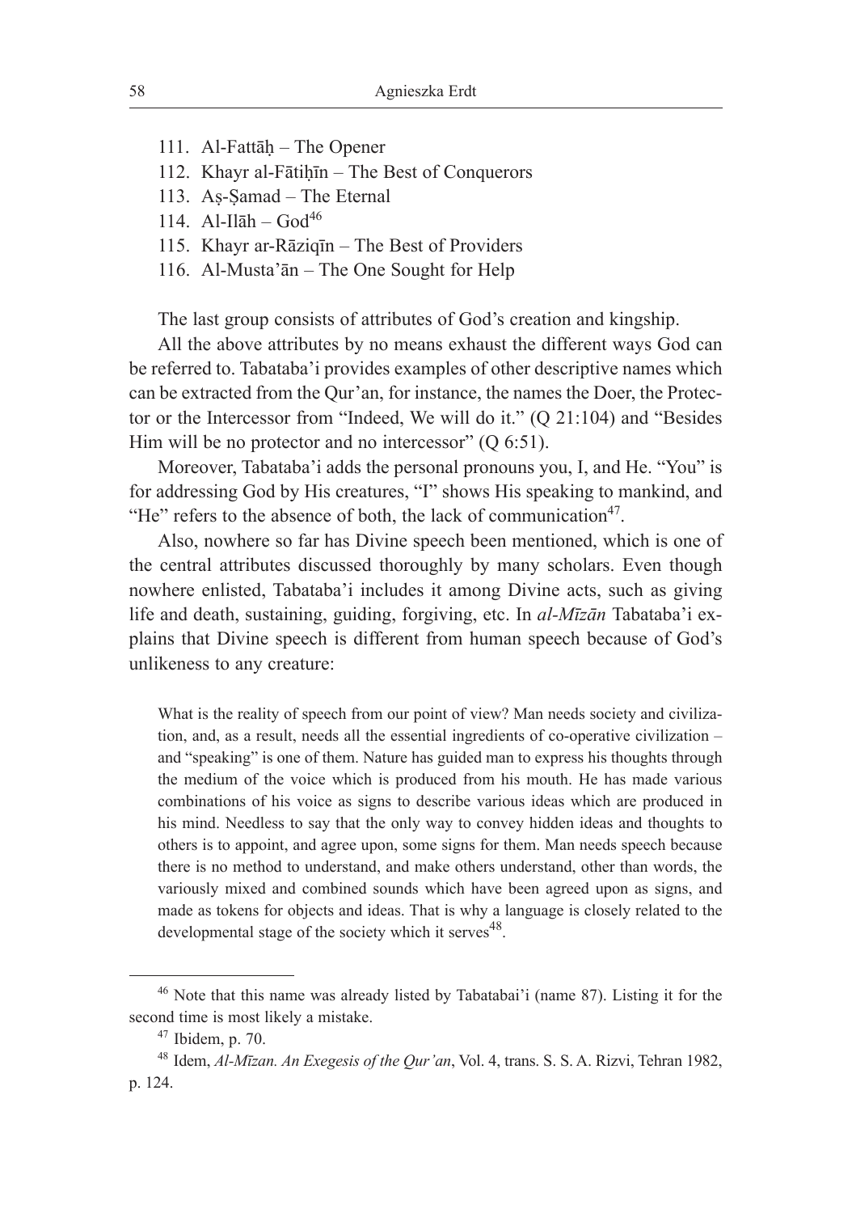111. Al-Fattāḥ – The Opener
112. Khayr al-Fātiḥīn – The Best of Conquerors
113. Aṣ-Ṣamad – The Eternal
114. Al-Ilāh – God[46]
115. Khayr ar-Rāziqīn – The Best of Providers
116. Al-Musta'ān – The One Sought for Help

The last group consists of attributes of God's creation and kingship.

All the above attributes by no means exhaust the different ways God can be referred to. Tabataba'i provides examples of other descriptive names which can be extracted from the Qur'an, for instance, the names the Doer, the Protector or the Intercessor from "Indeed, We will do it." (Q 21:104) and "Besides Him will be no protector and no intercessor" (Q 6:51).

Moreover, Tabataba'i adds the personal pronouns you, I, and He. "You" is for addressing God by His creatures, "I" shows His speaking to mankind, and "He" refers to the absence of both, the lack of communication[47].

Also, nowhere so far has Divine speech been mentioned, which is one of the central attributes discussed thoroughly by many scholars. Even though nowhere enlisted, Tabataba'i includes it among Divine acts, such as giving life and death, sustaining, guiding, forgiving, etc. In *al-Mīzān* Tabataba'i explains that Divine speech is different from human speech because of God's unlikeness to any creature:

> What is the reality of speech from our point of view? Man needs society and civilization, and, as a result, needs all the essential ingredients of co-operative civilization – and "speaking" is one of them. Nature has guided man to express his thoughts through the medium of the voice which is produced from his mouth. He has made various combinations of his voice as signs to describe various ideas which are produced in his mind. Needless to say that the only way to convey hidden ideas and thoughts to others is to appoint, and agree upon, some signs for them. Man needs speech because there is no method to understand, and make others understand, other than words, the variously mixed and combined sounds which have been agreed upon as signs, and made as tokens for objects and ideas. That is why a language is closely related to the developmental stage of the society which it serves[48].

---

[46] Note that this name was already listed by Tabatabai'i (name 87). Listing it for the second time is most likely a mistake.

[47] Ibidem, p. 70.

[48] Idem, *Al-Mīzan. An Exegesis of the Qur'an*, Vol. 4, trans. S. S. A. Rizvi, Tehran 1982, p. 124.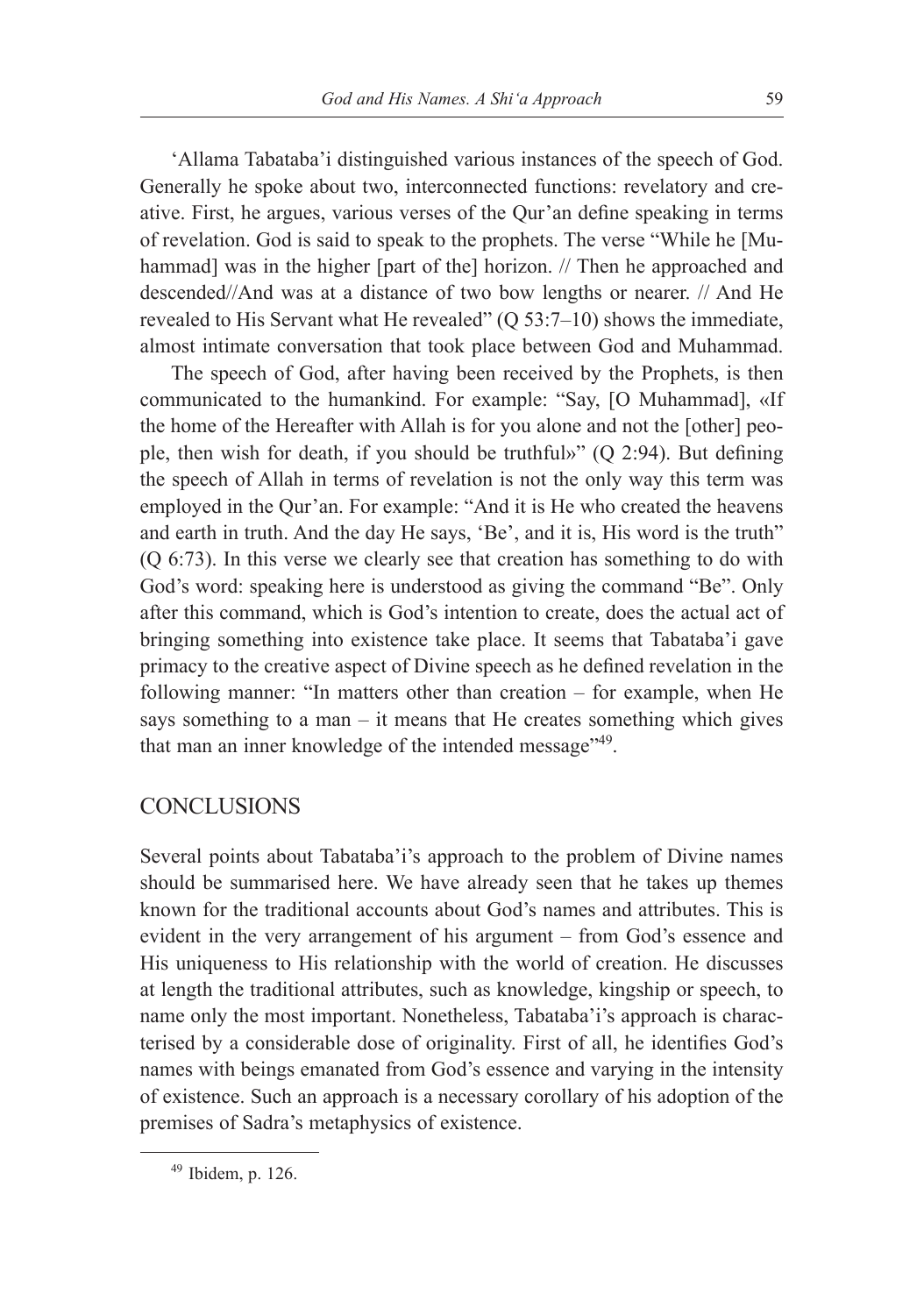'Allama Tabataba'i distinguished various instances of the speech of God. Generally he spoke about two, interconnected functions: revelatory and creative. First, he argues, various verses of the Qur'an define speaking in terms of revelation. God is said to speak to the prophets. The verse "While he [Muhammad] was in the higher [part of the] horizon. // Then he approached and descended//And was at a distance of two bow lengths or nearer. // And He revealed to His Servant what He revealed" (Q 53:7–10) shows the immediate, almost intimate conversation that took place between God and Muhammad.

The speech of God, after having been received by the Prophets, is then communicated to the humankind. For example: "Say, [O Muhammad], «If the home of the Hereafter with Allah is for you alone and not the [other] people, then wish for death, if you should be truthful»" (Q 2:94). But defining the speech of Allah in terms of revelation is not the only way this term was employed in the Qur'an. For example: "And it is He who created the heavens and earth in truth. And the day He says, 'Be', and it is, His word is the truth" (Q 6:73). In this verse we clearly see that creation has something to do with God's word: speaking here is understood as giving the command "Be". Only after this command, which is God's intention to create, does the actual act of bringing something into existence take place. It seems that Tabataba'i gave primacy to the creative aspect of Divine speech as he defined revelation in the following manner: "In matters other than creation – for example, when He says something to a man – it means that He creates something which gives that man an inner knowledge of the intended message"[49].

## CONCLUSIONS

Several points about Tabataba'i's approach to the problem of Divine names should be summarised here. We have already seen that he takes up themes known for the traditional accounts about God's names and attributes. This is evident in the very arrangement of his argument – from God's essence and His uniqueness to His relationship with the world of creation. He discusses at length the traditional attributes, such as knowledge, kingship or speech, to name only the most important. Nonetheless, Tabataba'i's approach is characterised by a considerable dose of originality. First of all, he identifies God's names with beings emanated from God's essence and varying in the intensity of existence. Such an approach is a necessary corollary of his adoption of the premises of Sadra's metaphysics of existence.

---

[49] Ibidem, p. 126.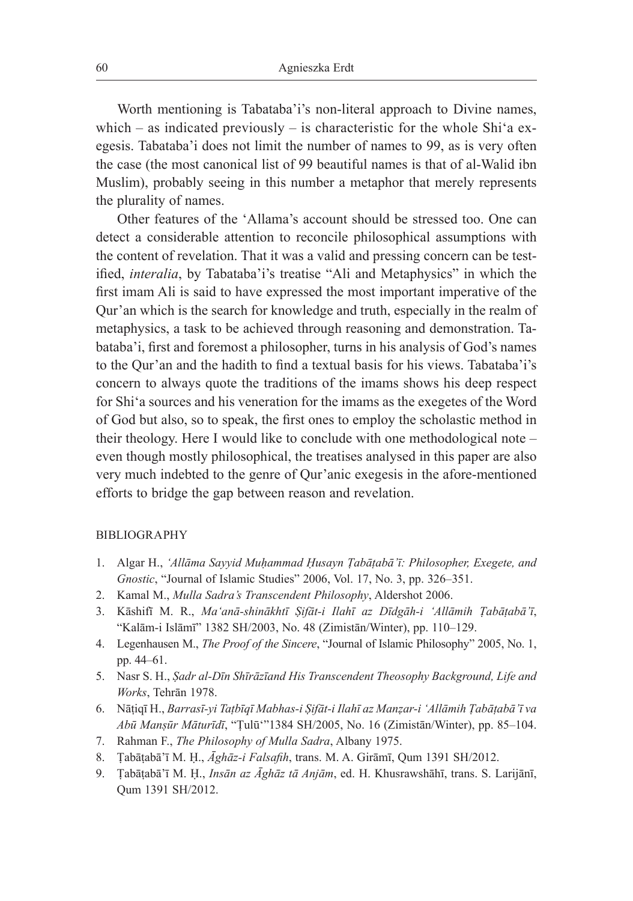Worth mentioning is Tabataba'i's non-literal approach to Divine names, which – as indicated previously – is characteristic for the whole Shi'a exegesis. Tabataba'i does not limit the number of names to 99, as is very often the case (the most canonical list of 99 beautiful names is that of al-Walid ibn Muslim), probably seeing in this number a metaphor that merely represents the plurality of names.

Other features of the 'Allama's account should be stressed too. One can detect a considerable attention to reconcile philosophical assumptions with the content of revelation. That it was a valid and pressing concern can be testified, *interalia*, by Tabataba'i's treatise "Ali and Metaphysics" in which the first imam Ali is said to have expressed the most important imperative of the Qur'an which is the search for knowledge and truth, especially in the realm of metaphysics, a task to be achieved through reasoning and demonstration. Tabataba'i, first and foremost a philosopher, turns in his analysis of God's names to the Qur'an and the hadith to find a textual basis for his views. Tabataba'i's concern to always quote the traditions of the imams shows his deep respect for Shi'a sources and his veneration for the imams as the exegetes of the Word of God but also, so to speak, the first ones to employ the scholastic method in their theology. Here I would like to conclude with one methodological note – even though mostly philosophical, the treatises analysed in this paper are also very much indebted to the genre of Qur'anic exegesis in the afore-mentioned efforts to bridge the gap between reason and revelation.

## BIBLIOGRAPHY

1. Algar H., *'Allāma Sayyid Muḥammad Ḥusayn Ṭabāṭabā'ī: Philosopher, Exegete, and Gnostic*, "Journal of Islamic Studies" 2006, Vol. 17, No. 3, pp. 326–351.
2. Kamal M., *Mulla Sadra's Transcendent Philosophy*, Aldershot 2006.
3. Kāshifī M. R., *Ma'anā-shinākhtī Ṣifāt-i Ilahī az Dīdgāh-i 'Allāmih Ṭabāṭabā'ī*, "Kalām-i Islāmī" 1382 SH/2003, No. 48 (Zimistān/Winter), pp. 110–129.
4. Legenhausen M., *The Proof of the Sincere*, "Journal of Islamic Philosophy" 2005, No. 1, pp. 44–61.
5. Nasr S. H., *Ṣadr al-Dīn Shīrāzīand His Transcendent Theosophy Background, Life and Works*, Tehrān 1978.
6. Nāṭiqī H., *Barrasī-yi Taṭbīqī Mabhas-i Ṣifāt-i Ilahī az Manẓar-i 'Allāmih Ṭabāṭabā'ī va Abū Manṣūr Māturīdī*, "Ṭulū'"1384 SH/2005, No. 16 (Zimistān/Winter), pp. 85–104.
7. Rahman F., *The Philosophy of Mulla Sadra*, Albany 1975.
8. Ṭabāṭabā'ī M. Ḥ., *Āghāz-i Falsafih*, trans. M. A. Girāmī, Qum 1391 SH/2012.
9. Ṭabāṭabā'ī M. Ḥ., *Insān az Āghāz tā Anjām*, ed. H. Khusrawshāhī, trans. S. Larijānī, Qum 1391 SH/2012.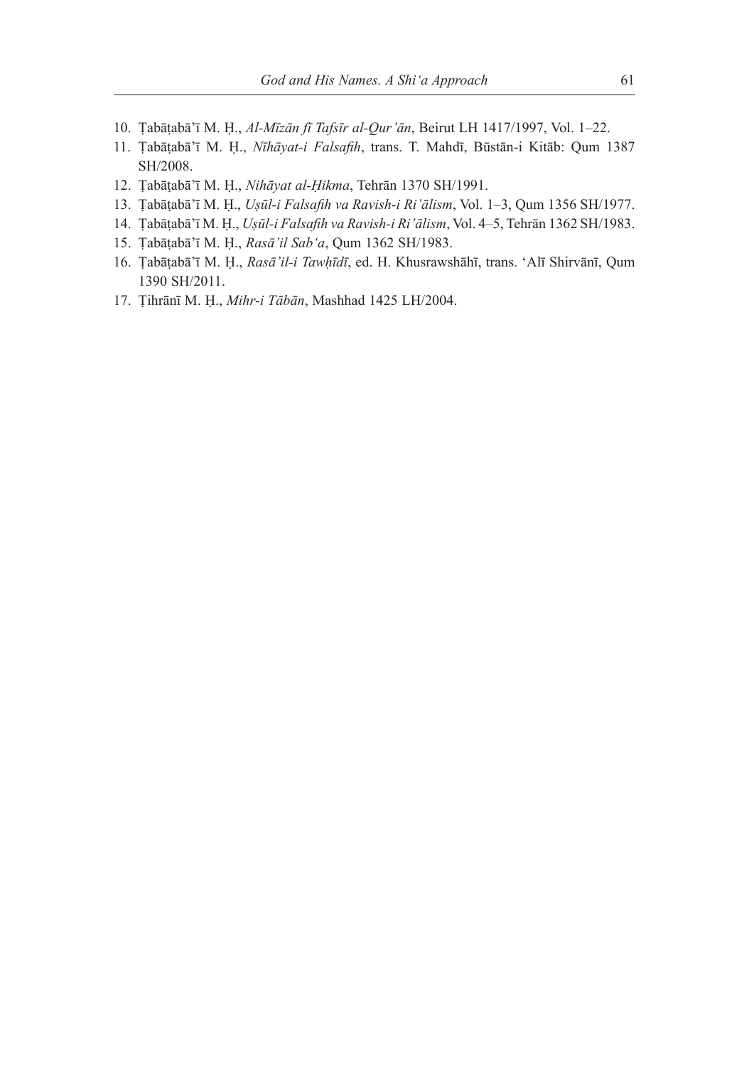10. Ṭabāṭabā'ī M. Ḥ., *Al-Mīzān fī Tafsīr al-Qur'ān*, Beirut LH 1417/1997, Vol. 1–22.
11. Ṭabāṭabā'ī M. Ḥ., *Nīhāyat-i Falsafih*, trans. T. Mahdī, Būstān-i Kitāb: Qum 1387 SH/2008.
12. Ṭabāṭabā'ī M. Ḥ., *Nihāyat al-Ḥikma*, Tehrān 1370 SH/1991.
13. Ṭabāṭabā'ī M. Ḥ., *Uṣūl-i Falsafih va Ravish-i Ri'ālism*, Vol. 1–3, Qum 1356 SH/1977.
14. Ṭabāṭabā'ī M. Ḥ., *Uṣūl-i Falsafih va Ravish-i Ri'ālism*, Vol. 4–5, Tehrān 1362 SH/1983.
15. Ṭabāṭabā'ī M. Ḥ., *Rasā'il Sab'a*, Qum 1362 SH/1983.
16. Ṭabāṭabā'ī M. Ḥ., *Rasā'il-i Tawḥīdī*, ed. H. Khusrawshāhī, trans. 'Alī Shirvānī, Qum 1390 SH/2011.
17. Ṭihrānī M. Ḥ., *Mihr-i Tābān*, Mashhad 1425 LH/2004.